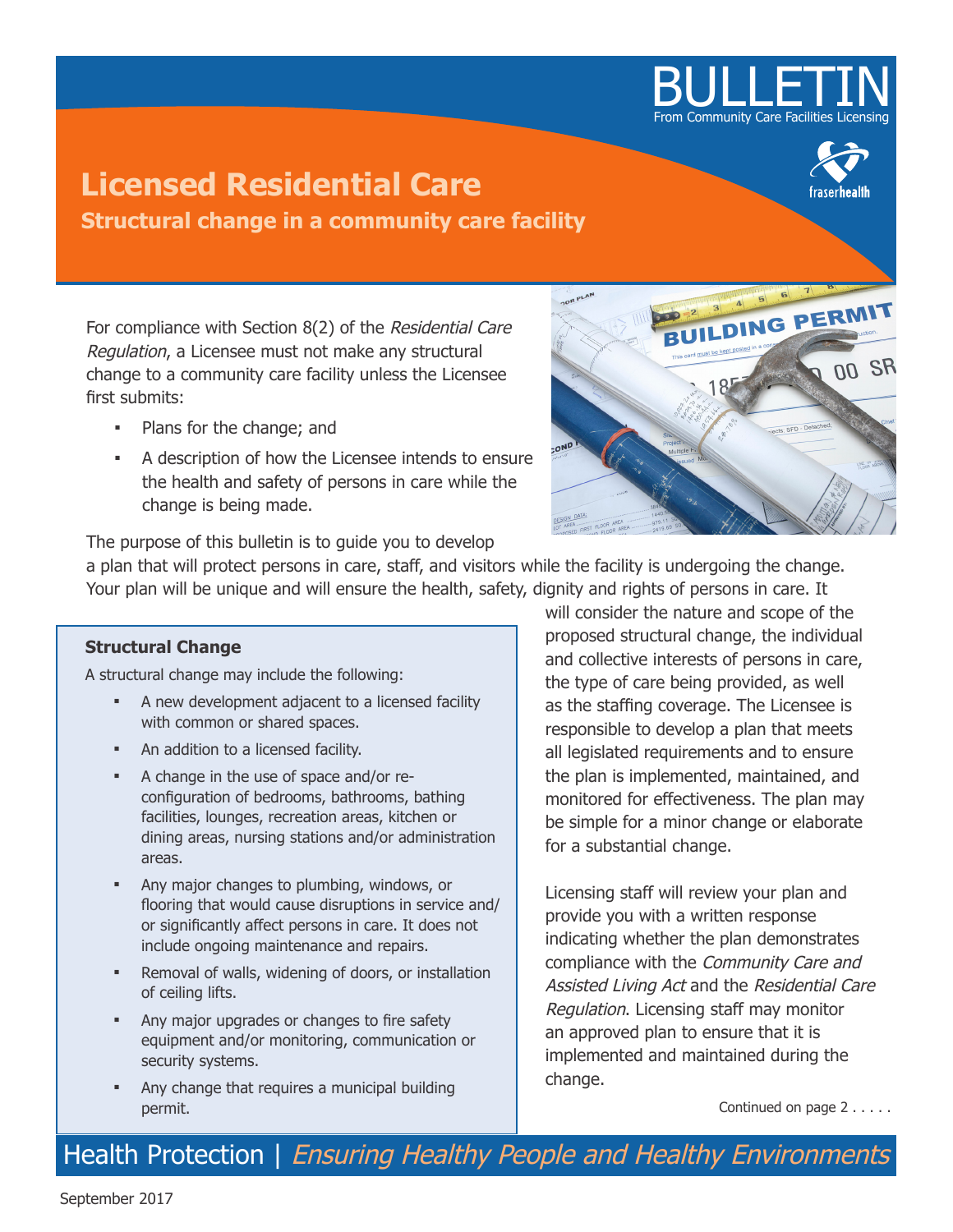BULLETIN
From Community Care Facilities Licensing

# Licensed Residential Care

## Structural change in a community care facility

For compliance with Section 8(2) of the *Residential Care Regulation*, a Licensee must not make any structural change to a community care facility unless the Licensee first submits:

- Plans for the change; and
- A description of how the Licensee intends to ensure the health and safety of persons in care while the change is being made.

The purpose of this bulletin is to guide you to develop a plan that will protect persons in care, staff, and visitors while the facility is undergoing the change. Your plan will be unique and will ensure the health, safety, dignity and rights of persons in care. It will consider the nature and scope of the proposed structural change, the individual and collective interests of persons in care, the type of care being provided, as well as the staffing coverage. The Licensee is responsible to develop a plan that meets all legislated requirements and to ensure the plan is implemented, maintained, and monitored for effectiveness. The plan may be simple for a minor change or elaborate for a substantial change.

Licensing staff will review your plan and provide you with a written response indicating whether the plan demonstrates compliance with the *Community Care and Assisted Living Act* and the *Residential Care Regulation*. Licensing staff may monitor an approved plan to ensure that it is implemented and maintained during the change.

**Structural Change**

A structural change may include the following:

- A new development adjacent to a licensed facility with common or shared spaces.
- An addition to a licensed facility.
- A change in the use of space and/or re-configuration of bedrooms, bathrooms, bathing facilities, lounges, recreation areas, kitchen or dining areas, nursing stations and/or administration areas.
- Any major changes to plumbing, windows, or flooring that would cause disruptions in service and/or significantly affect persons in care. It does not include ongoing maintenance and repairs.
- Removal of walls, widening of doors, or installation of ceiling lifts.
- Any major upgrades or changes to fire safety equipment and/or monitoring, communication or security systems.
- Any change that requires a municipal building permit.

Continued on page 2 . . . . .

Health Protection | *Ensuring Healthy People and Healthy Environments*

September 2017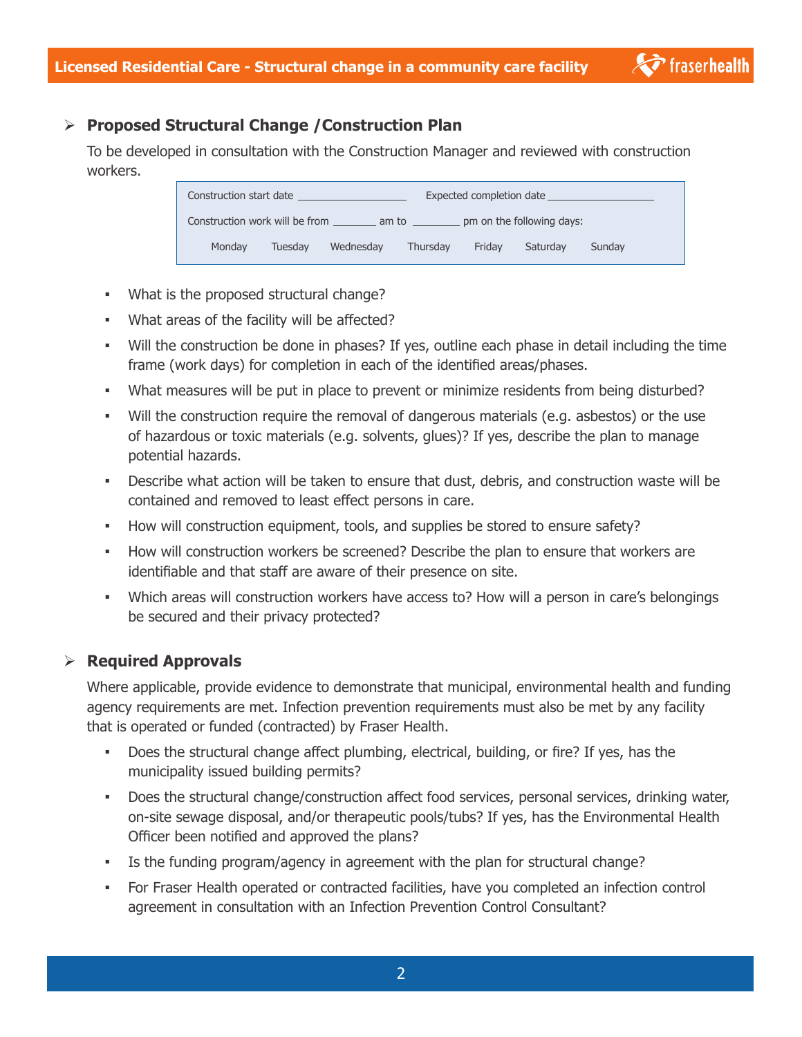## Proposed Structural Change / Construction Plan

To be developed in consultation with the Construction Manager and reviewed with construction workers.

Construction start date ________________ Expected completion date ________________

Construction work will be from _______ am to ________ pm on the following days:

Monday Tuesday Wednesday Thursday Friday Saturday Sunday

- What is the proposed structural change?
- What areas of the facility will be affected?
- Will the construction be done in phases? If yes, outline each phase in detail including the time frame (work days) for completion in each of the identified areas/phases.
- What measures will be put in place to prevent or minimize residents from being disturbed?
- Will the construction require the removal of dangerous materials (e.g. asbestos) or the use of hazardous or toxic materials (e.g. solvents, glues)? If yes, describe the plan to manage potential hazards.
- Describe what action will be taken to ensure that dust, debris, and construction waste will be contained and removed to least effect persons in care.
- How will construction equipment, tools, and supplies be stored to ensure safety?
- How will construction workers be screened? Describe the plan to ensure that workers are identifiable and that staff are aware of their presence on site.
- Which areas will construction workers have access to? How will a person in care's belongings be secured and their privacy protected?

## Required Approvals

Where applicable, provide evidence to demonstrate that municipal, environmental health and funding agency requirements are met. Infection prevention requirements must also be met by any facility that is operated or funded (contracted) by Fraser Health.

- Does the structural change affect plumbing, electrical, building, or fire? If yes, has the municipality issued building permits?
- Does the structural change/construction affect food services, personal services, drinking water, on-site sewage disposal, and/or therapeutic pools/tubs? If yes, has the Environmental Health Officer been notified and approved the plans?
- Is the funding program/agency in agreement with the plan for structural change?
- For Fraser Health operated or contracted facilities, have you completed an infection control agreement in consultation with an Infection Prevention Control Consultant?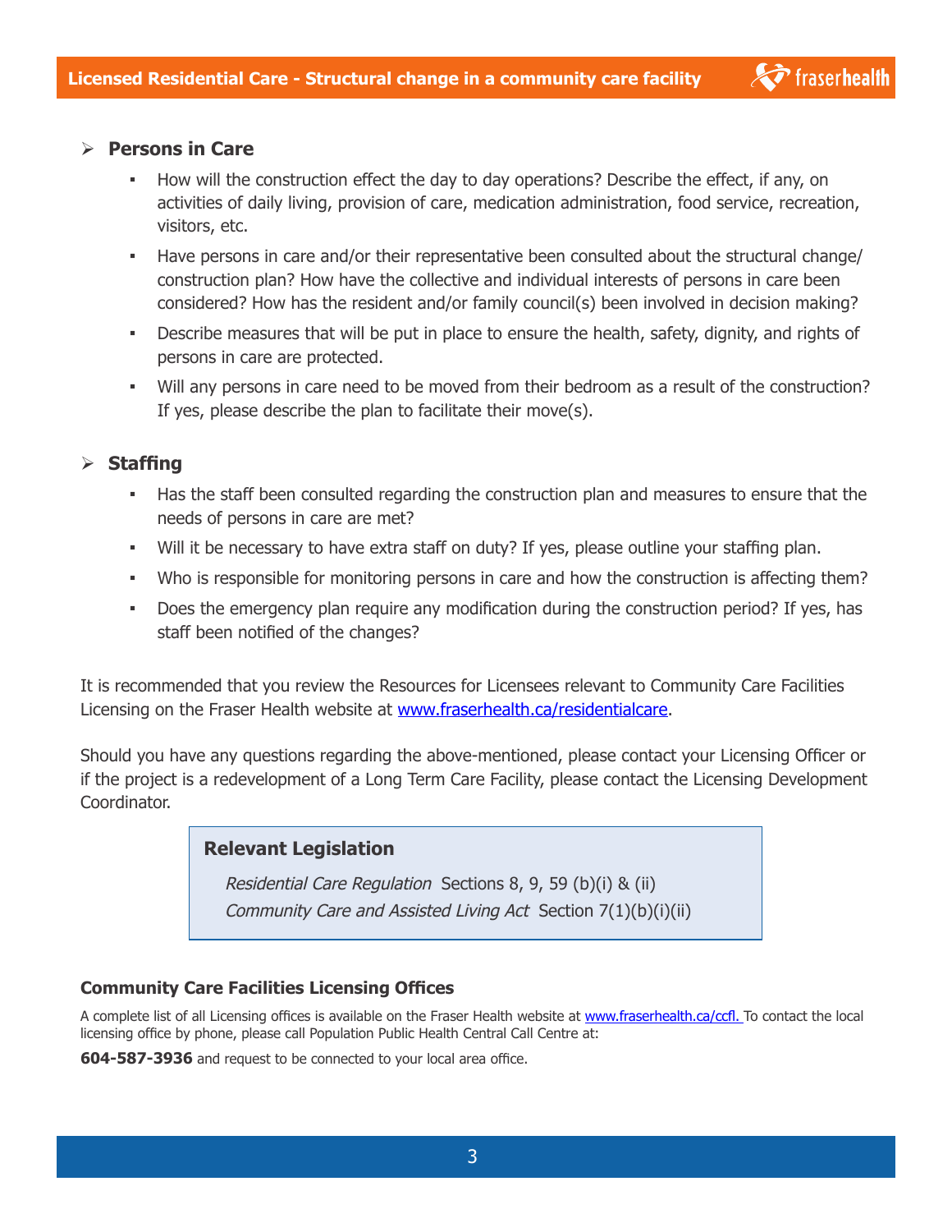## Persons in Care

- How will the construction effect the day to day operations? Describe the effect, if any, on activities of daily living, provision of care, medication administration, food service, recreation, visitors, etc.
- Have persons in care and/or their representative been consulted about the structural change/ construction plan? How have the collective and individual interests of persons in care been considered? How has the resident and/or family council(s) been involved in decision making?
- Describe measures that will be put in place to ensure the health, safety, dignity, and rights of persons in care are protected.
- Will any persons in care need to be moved from their bedroom as a result of the construction? If yes, please describe the plan to facilitate their move(s).

## Staffing

- Has the staff been consulted regarding the construction plan and measures to ensure that the needs of persons in care are met?
- Will it be necessary to have extra staff on duty? If yes, please outline your staffing plan.
- Who is responsible for monitoring persons in care and how the construction is affecting them?
- Does the emergency plan require any modification during the construction period? If yes, has staff been notified of the changes?

It is recommended that you review the Resources for Licensees relevant to Community Care Facilities Licensing on the Fraser Health website at www.fraserhealth.ca/residentialcare.

Should you have any questions regarding the above-mentioned, please contact your Licensing Officer or if the project is a redevelopment of a Long Term Care Facility, please contact the Licensing Development Coordinator.

### Relevant Legislation

*Residential Care Regulation* Sections 8, 9, 59 (b)(i) & (ii)
*Community Care and Assisted Living Act* Section 7(1)(b)(i)(ii)

### Community Care Facilities Licensing Offices

A complete list of all Licensing offices is available on the Fraser Health website at www.fraserhealth.ca/ccfl. To contact the local licensing office by phone, please call Population Public Health Central Call Centre at:

**604-587-3936** and request to be connected to your local area office.